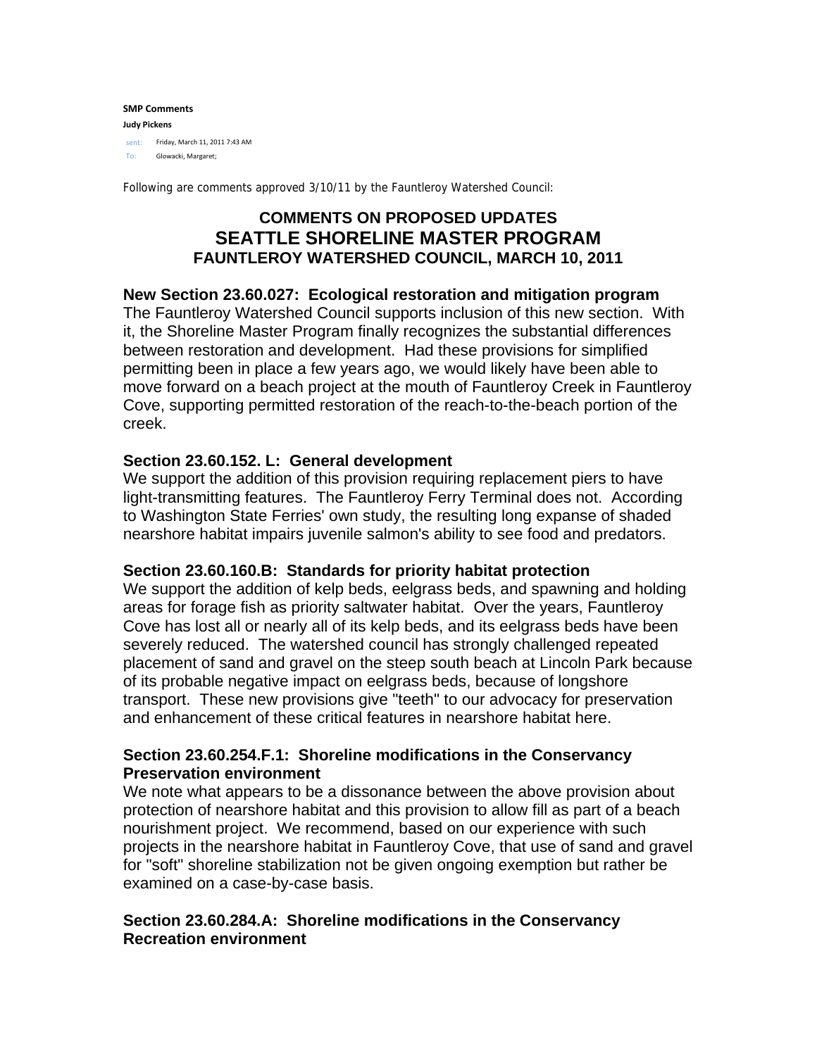**SMP Comments**

**Judy Pickens**

sent: Friday, March 11, 2011 7:43 AM

To: Glowacki, Margaret;

Following are comments approved 3/10/11 by the Fauntleroy Watershed Council:

# COMMENTS ON PROPOSED UPDATES
# SEATTLE SHORELINE MASTER PROGRAM
## FAUNTLEROY WATERSHED COUNCIL, MARCH 10, 2011

### New Section 23.60.027: Ecological restoration and mitigation program

The Fauntleroy Watershed Council supports inclusion of this new section. With it, the Shoreline Master Program finally recognizes the substantial differences between restoration and development. Had these provisions for simplified permitting been in place a few years ago, we would likely have been able to move forward on a beach project at the mouth of Fauntleroy Creek in Fauntleroy Cove, supporting permitted restoration of the reach-to-the-beach portion of the creek.

### Section 23.60.152. L: General development

We support the addition of this provision requiring replacement piers to have light-transmitting features. The Fauntleroy Ferry Terminal does not. According to Washington State Ferries' own study, the resulting long expanse of shaded nearshore habitat impairs juvenile salmon's ability to see food and predators.

### Section 23.60.160.B: Standards for priority habitat protection

We support the addition of kelp beds, eelgrass beds, and spawning and holding areas for forage fish as priority saltwater habitat. Over the years, Fauntleroy Cove has lost all or nearly all of its kelp beds, and its eelgrass beds have been severely reduced. The watershed council has strongly challenged repeated placement of sand and gravel on the steep south beach at Lincoln Park because of its probable negative impact on eelgrass beds, because of longshore transport. These new provisions give "teeth" to our advocacy for preservation and enhancement of these critical features in nearshore habitat here.

### Section 23.60.254.F.1: Shoreline modifications in the Conservancy Preservation environment

We note what appears to be a dissonance between the above provision about protection of nearshore habitat and this provision to allow fill as part of a beach nourishment project. We recommend, based on our experience with such projects in the nearshore habitat in Fauntleroy Cove, that use of sand and gravel for "soft" shoreline stabilization not be given ongoing exemption but rather be examined on a case-by-case basis.

### Section 23.60.284.A: Shoreline modifications in the Conservancy Recreation environment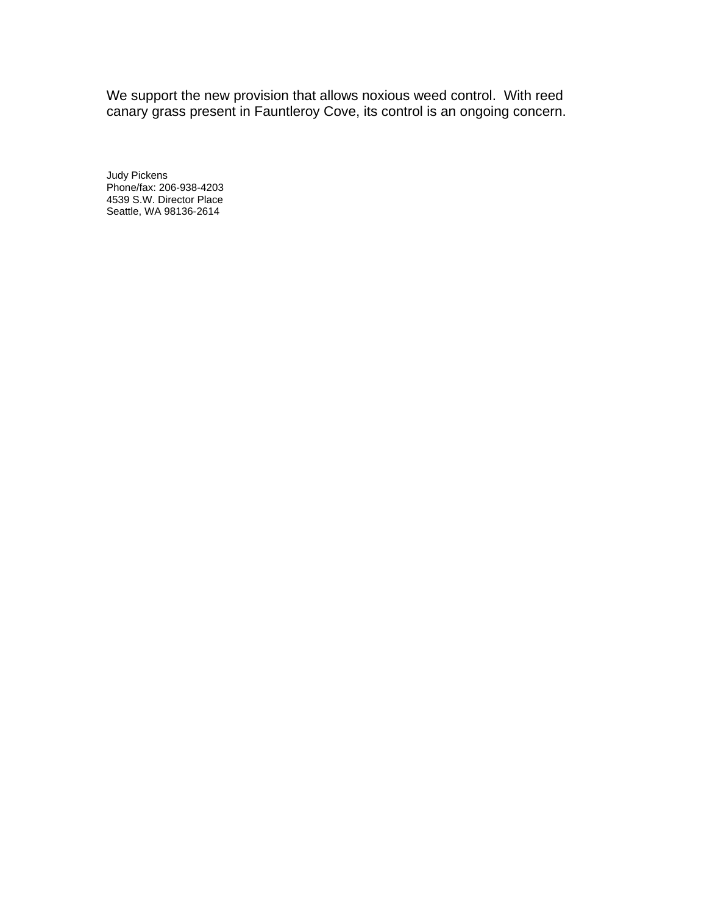We support the new provision that allows noxious weed control.  With reed canary grass present in Fauntleroy Cove, its control is an ongoing concern.

Judy Pickens  
Phone/fax: 206-938-4203  
4539 S.W. Director Place  
Seattle, WA 98136-2614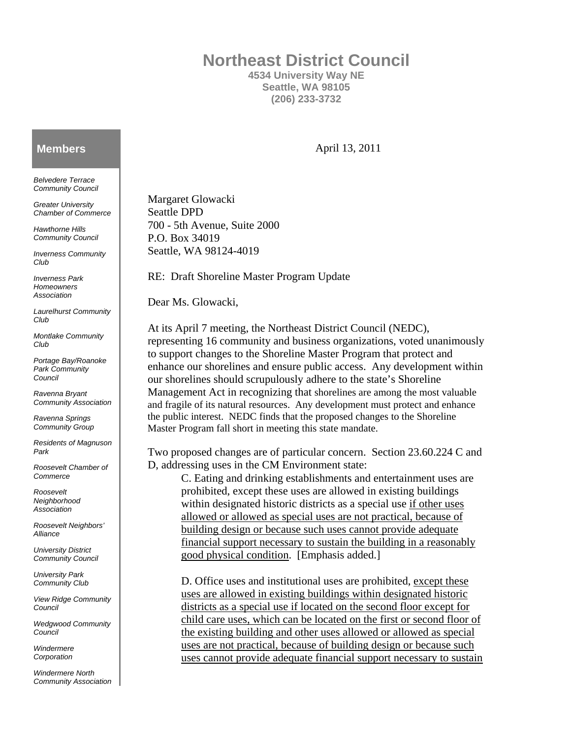# Northeast District Council

**4534 University Way NE**
**Seattle, WA 98105**
**(206) 233-3732**

## Members

*Belvedere Terrace Community Council*

*Greater University Chamber of Commerce*

*Hawthorne Hills Community Council*

*Inverness Community Club*

*Inverness Park Homeowners Association*

*Laurelhurst Community Club*

*Montlake Community Club*

*Portage Bay/Roanoke Park Community Council*

*Ravenna Bryant Community Association*

*Ravenna Springs Community Group*

*Residents of Magnuson Park*

*Roosevelt Chamber of Commerce*

*Roosevelt Neighborhood Association*

*Roosevelt Neighbors' Alliance*

*University District Community Council*

*University Park Community Club*

*View Ridge Community Council*

*Wedgwood Community Council*

*Windermere Corporation*

*Windermere North Community Association*

April 13, 2011

Margaret Glowacki
Seattle DPD
700 - 5th Avenue, Suite 2000
P.O. Box 34019
Seattle, WA 98124-4019

RE: Draft Shoreline Master Program Update

Dear Ms. Glowacki,

At its April 7 meeting, the Northeast District Council (NEDC), representing 16 community and business organizations, voted unanimously to support changes to the Shoreline Master Program that protect and enhance our shorelines and ensure public access. Any development within our shorelines should scrupulously adhere to the state's Shoreline Management Act in recognizing that shorelines are among the most valuable and fragile of its natural resources. Any development must protect and enhance the public interest. NEDC finds that the proposed changes to the Shoreline Master Program fall short in meeting this state mandate.

Two proposed changes are of particular concern. Section 23.60.224 C and D, addressing uses in the CM Environment state:

> C. Eating and drinking establishments and entertainment uses are prohibited, except these uses are allowed in existing buildings within designated historic districts as a special use <u>if other uses allowed or allowed as special uses are not practical, because of building design or because such uses cannot provide adequate financial support necessary to sustain the building in a reasonably good physical condition</u>. [Emphasis added.]
>
> D. Office uses and institutional uses are prohibited, <u>except these uses are allowed in existing buildings within designated historic districts as a special use if located on the second floor except for child care uses, which can be located on the first or second floor of the existing building and other uses allowed or allowed as special uses are not practical, because of building design or because such uses cannot provide adequate financial support necessary to sustain</u>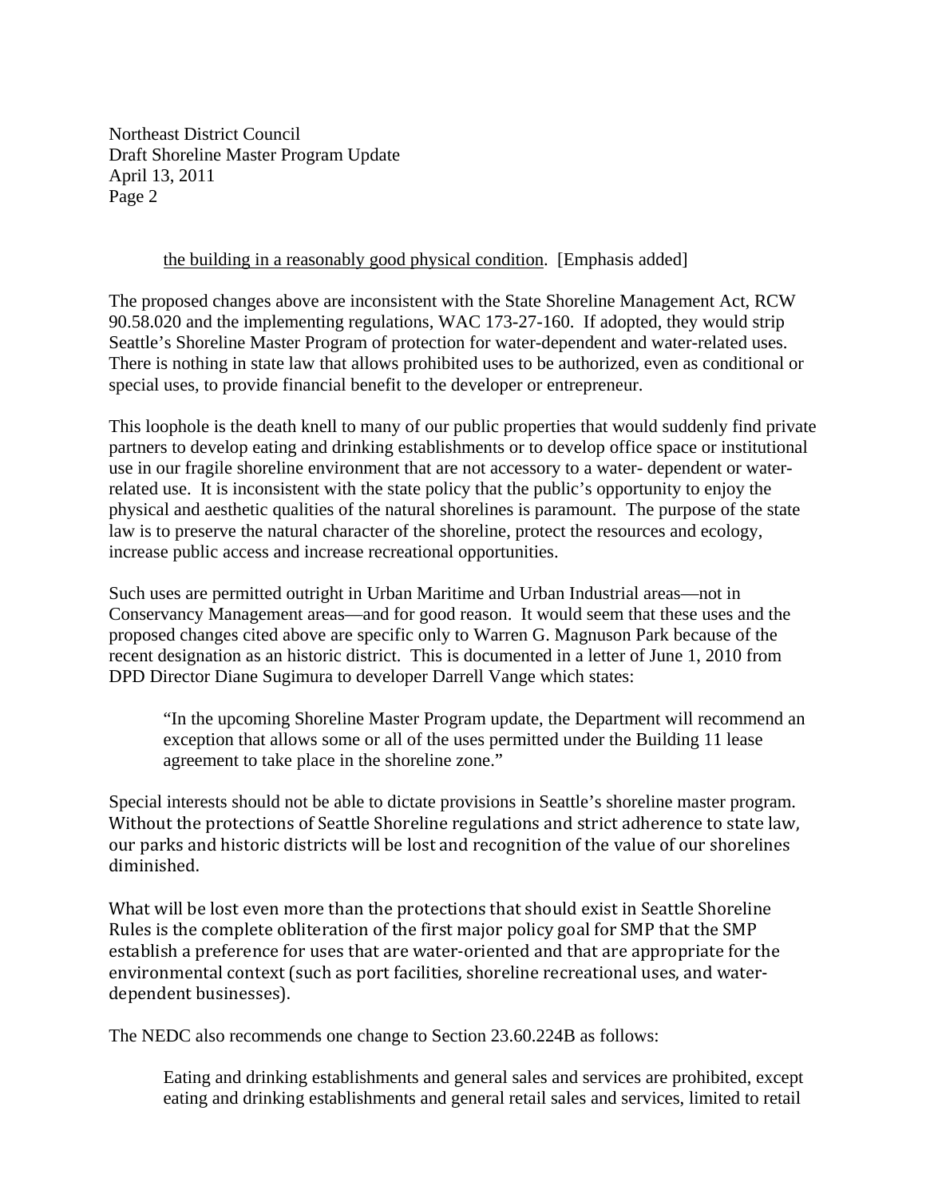the building in a reasonably good physical condition. [Emphasis added]

The proposed changes above are inconsistent with the State Shoreline Management Act, RCW 90.58.020 and the implementing regulations, WAC 173-27-160. If adopted, they would strip Seattle's Shoreline Master Program of protection for water-dependent and water-related uses. There is nothing in state law that allows prohibited uses to be authorized, even as conditional or special uses, to provide financial benefit to the developer or entrepreneur.

This loophole is the death knell to many of our public properties that would suddenly find private partners to develop eating and drinking establishments or to develop office space or institutional use in our fragile shoreline environment that are not accessory to a water- dependent or water-related use. It is inconsistent with the state policy that the public's opportunity to enjoy the physical and aesthetic qualities of the natural shorelines is paramount. The purpose of the state law is to preserve the natural character of the shoreline, protect the resources and ecology, increase public access and increase recreational opportunities.

Such uses are permitted outright in Urban Maritime and Urban Industrial areas—not in Conservancy Management areas—and for good reason. It would seem that these uses and the proposed changes cited above are specific only to Warren G. Magnuson Park because of the recent designation as an historic district. This is documented in a letter of June 1, 2010 from DPD Director Diane Sugimura to developer Darrell Vange which states:

> "In the upcoming Shoreline Master Program update, the Department will recommend an exception that allows some or all of the uses permitted under the Building 11 lease agreement to take place in the shoreline zone."

Special interests should not be able to dictate provisions in Seattle's shoreline master program. Without the protections of Seattle Shoreline regulations and strict adherence to state law, our parks and historic districts will be lost and recognition of the value of our shorelines diminished.

What will be lost even more than the protections that should exist in Seattle Shoreline Rules is the complete obliteration of the first major policy goal for SMP that the SMP establish a preference for uses that are water-oriented and that are appropriate for the environmental context (such as port facilities, shoreline recreational uses, and water-dependent businesses).

The NEDC also recommends one change to Section 23.60.224B as follows:

> Eating and drinking establishments and general sales and services are prohibited, except eating and drinking establishments and general retail sales and services, limited to retail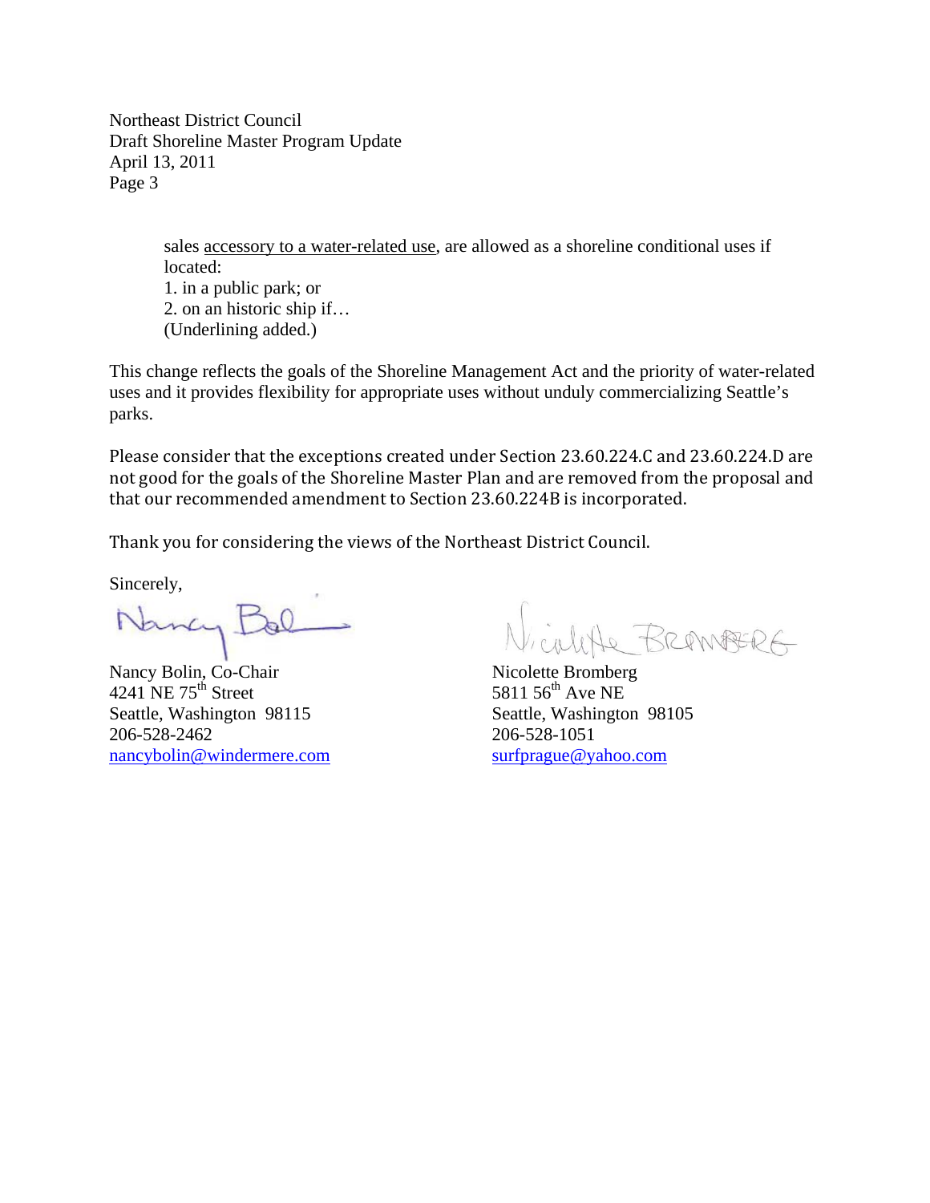sales <u>accessory to a water-related use</u>, are allowed as a shoreline conditional uses if located:
1. in a public park; or
2. on an historic ship if…
(Underlining added.)

This change reflects the goals of the Shoreline Management Act and the priority of water-related uses and it provides flexibility for appropriate uses without unduly commercializing Seattle's parks.

Please consider that the exceptions created under Section 23.60.224.C and 23.60.224.D are not good for the goals of the Shoreline Master Plan and are removed from the proposal and that our recommended amendment to Section 23.60.224B is incorporated.

Thank you for considering the views of the Northeast District Council.

Sincerely,

Nancy Bolin, Co-Chair
4241 NE 75th Street
Seattle, Washington 98115
206-528-2462
nancybolin@windermere.com

Nicolette Bromberg
5811 56th Ave NE
Seattle, Washington 98105
206-528-1051
surfprague@yahoo.com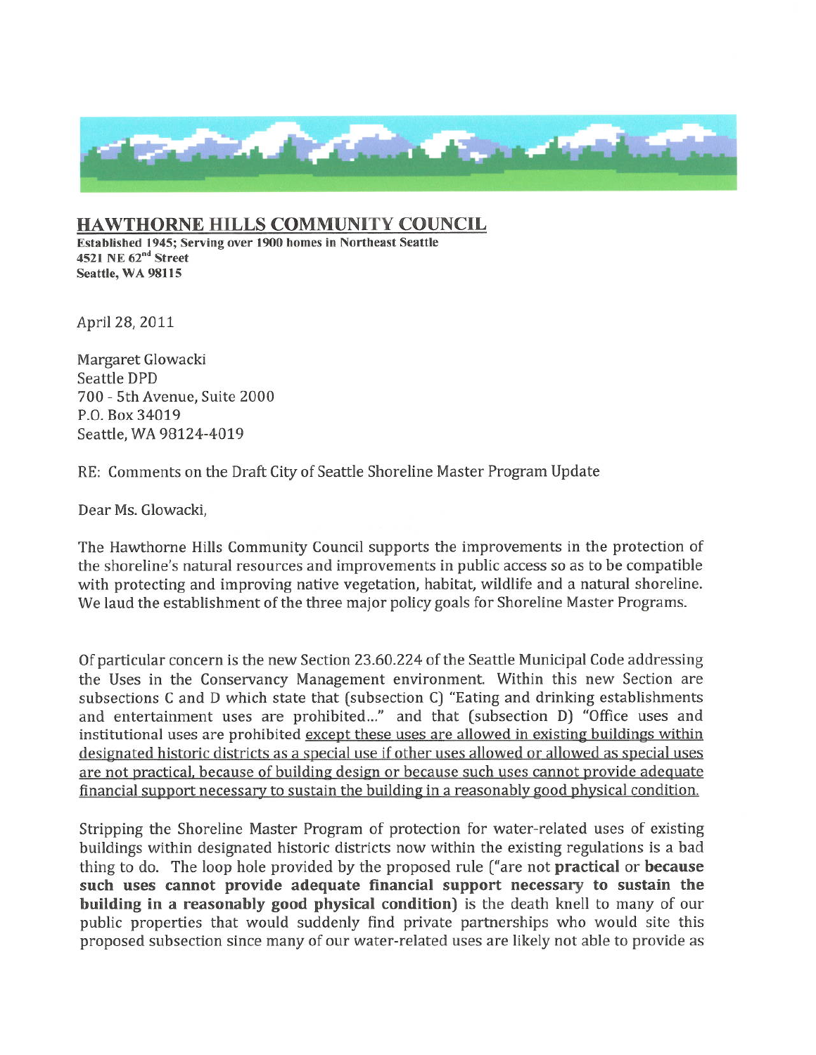## HAWTHORNE HILLS COMMUNITY COUNCIL

**Established 1945; Serving over 1900 homes in Northeast Seattle**
**4521 NE 62nd Street**
**Seattle, WA 98115**

April 28, 2011

Margaret Glowacki
Seattle DPD
700 - 5th Avenue, Suite 2000
P.O. Box 34019
Seattle, WA 98124-4019

RE: Comments on the Draft City of Seattle Shoreline Master Program Update

Dear Ms. Glowacki,

The Hawthorne Hills Community Council supports the improvements in the protection of the shoreline's natural resources and improvements in public access so as to be compatible with protecting and improving native vegetation, habitat, wildlife and a natural shoreline. We laud the establishment of the three major policy goals for Shoreline Master Programs.

Of particular concern is the new Section 23.60.224 of the Seattle Municipal Code addressing the Uses in the Conservancy Management environment. Within this new Section are subsections C and D which state that (subsection C) "Eating and drinking establishments and entertainment uses are prohibited..." and that (subsection D) "Office uses and institutional uses are prohibited except these uses are allowed in existing buildings within designated historic districts as a special use if other uses allowed or allowed as special uses are not practical, because of building design or because such uses cannot provide adequate financial support necessary to sustain the building in a reasonably good physical condition.

Stripping the Shoreline Master Program of protection for water-related uses of existing buildings within designated historic districts now within the existing regulations is a bad thing to do. The loop hole provided by the proposed rule ("are not **practical** or **because such uses cannot provide adequate financial support necessary to sustain the building in a reasonably good physical condition)** is the death knell to many of our public properties that would suddenly find private partnerships who would site this proposed subsection since many of our water-related uses are likely not able to provide as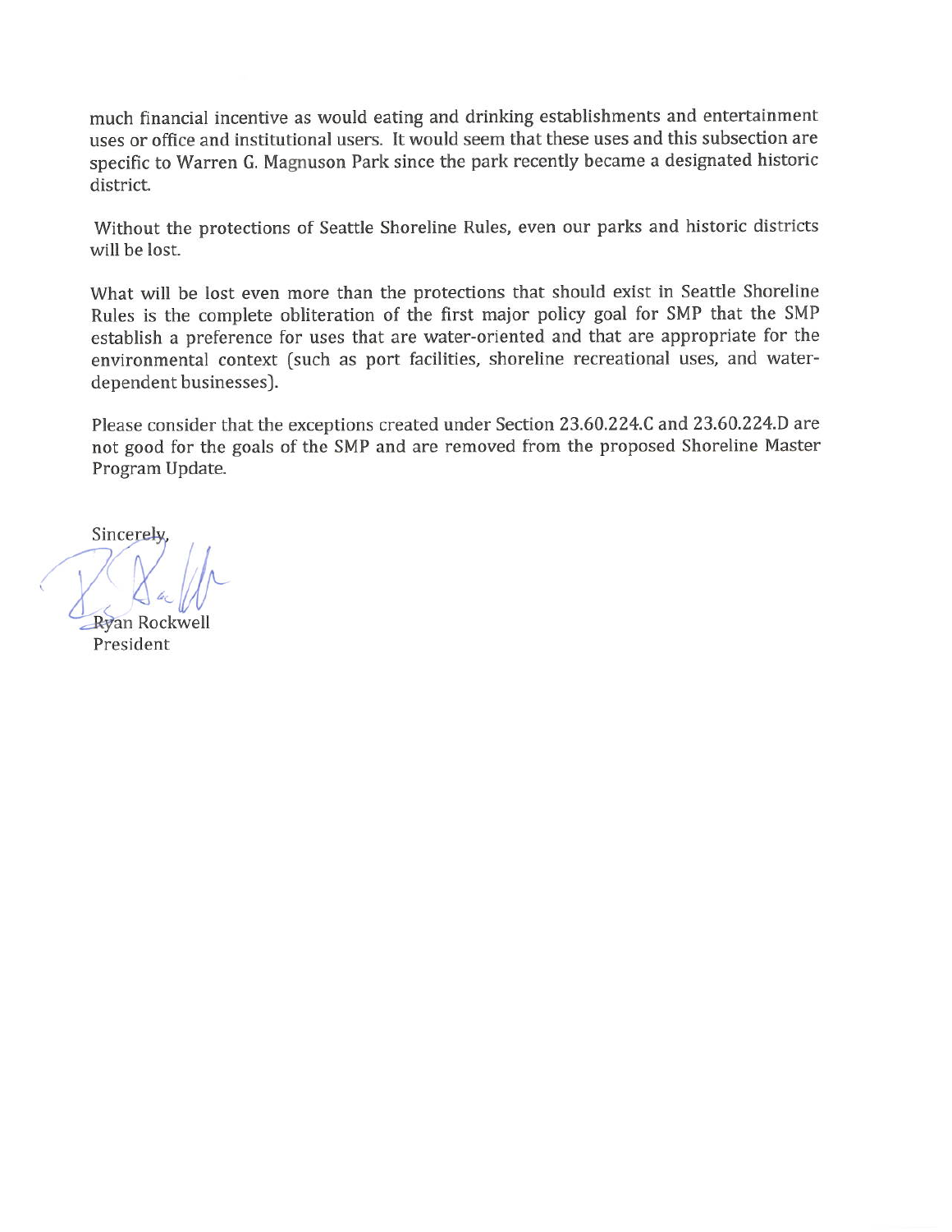much financial incentive as would eating and drinking establishments and entertainment uses or office and institutional users. It would seem that these uses and this subsection are specific to Warren G. Magnuson Park since the park recently became a designated historic district.

Without the protections of Seattle Shoreline Rules, even our parks and historic districts will be lost.

What will be lost even more than the protections that should exist in Seattle Shoreline Rules is the complete obliteration of the first major policy goal for SMP that the SMP establish a preference for uses that are water-oriented and that are appropriate for the environmental context (such as port facilities, shoreline recreational uses, and water-dependent businesses).

Please consider that the exceptions created under Section 23.60.224.C and 23.60.224.D are not good for the goals of the SMP and are removed from the proposed Shoreline Master Program Update.

Sincerely,

Ryan Rockwell
President